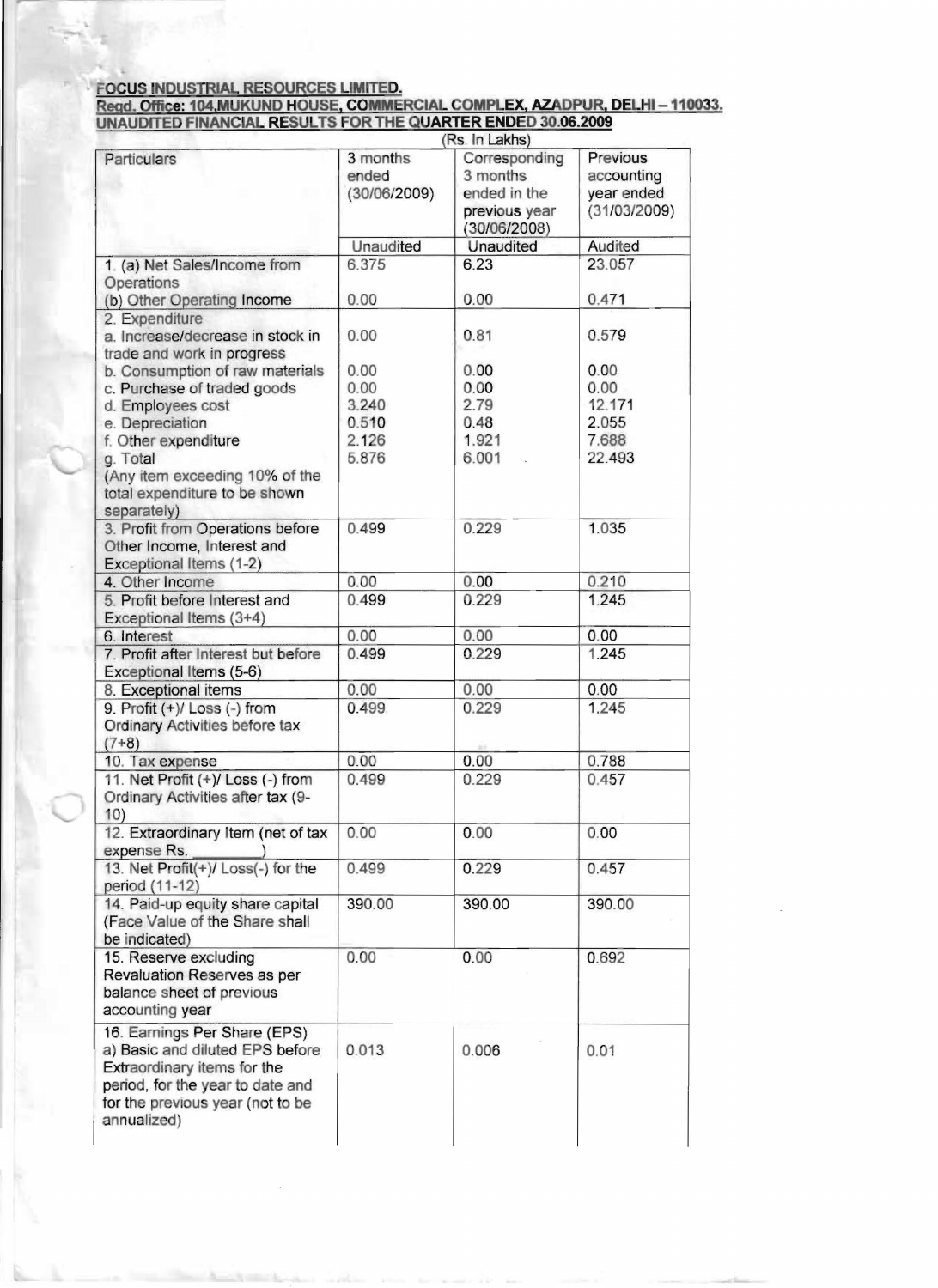**FOCUS INDUSTRIAL RESOURCES LIMITED.**

**Regd. Office: 104,MUKUND HOUSE, COMMERCIAL COMPLEX, AZADPUR, DELHI – 110033.**

**UNAUDITED FINANCIAL RESULTS FOR THE QUARTER ENDED 30.06.2009**

(Rs. In Lakhs)

| Particulars | 3 months ended (30/06/2009) | Corresponding 3 months ended in the previous year (30/06/2008) | Previous accounting year ended (31/03/2009) |
|---|---|---|---|
| | Unaudited | Unaudited | Audited |
| 1. (a) Net Sales/Income from Operations | 6.375 | 6.23 | 23.057 |
| (b) Other Operating Income | 0.00 | 0.00 | 0.471 |
| 2. Expenditure<br>a. Increase/decrease in stock in trade and work in progress | 0.00 | 0.81 | 0.579 |
| b. Consumption of raw materials | 0.00 | 0.00 | 0.00 |
| c. Purchase of traded goods | 0.00 | 0.00 | 0.00 |
| d. Employees cost | 3.240 | 2.79 | 12.171 |
| e. Depreciation | 0.510 | 0.48 | 2.055 |
| f. Other expenditure | 2.126 | 1.921 | 7.688 |
| g. Total<br>(Any item exceeding 10% of the total expenditure to be shown separately) | 5.876 | 6.001 | 22.493 |
| 3. Profit from Operations before Other Income, Interest and Exceptional Items (1-2) | 0.499 | 0.229 | 1.035 |
| 4. Other Income | 0.00 | 0.00 | 0.210 |
| 5. Profit before Interest and Exceptional Items (3+4) | 0.499 | 0.229 | 1.245 |
| 6. Interest | 0.00 | 0.00 | 0.00 |
| 7. Profit after Interest but before Exceptional Items (5-6) | 0.499 | 0.229 | 1.245 |
| 8. Exceptional items | 0.00 | 0.00 | 0.00 |
| 9. Profit (+)/ Loss (-) from Ordinary Activities before tax (7+8) | 0.499 | 0.229 | 1.245 |
| 10. Tax expense | 0.00 | 0.00 | 0.788 |
| 11. Net Profit (+)/ Loss (-) from Ordinary Activities after tax (9-10) | 0.499 | 0.229 | 0.457 |
| 12. Extraordinary Item (net of tax expense Rs. ____) | 0.00 | 0.00 | 0.00 |
| 13. Net Profit(+)/ Loss(-) for the period (11-12) | 0.499 | 0.229 | 0.457 |
| 14. Paid-up equity share capital (Face Value of the Share shall be indicated) | 390.00 | 390.00 | 390.00 |
| 15. Reserve excluding Revaluation Reserves as per balance sheet of previous accounting year | 0.00 | 0.00 | 0.692 |
| 16. Earnings Per Share (EPS)<br>a) Basic and diluted EPS before Extraordinary items for the period, for the year to date and for the previous year (not to be annualized) | 0.013 | 0.006 | 0.01 |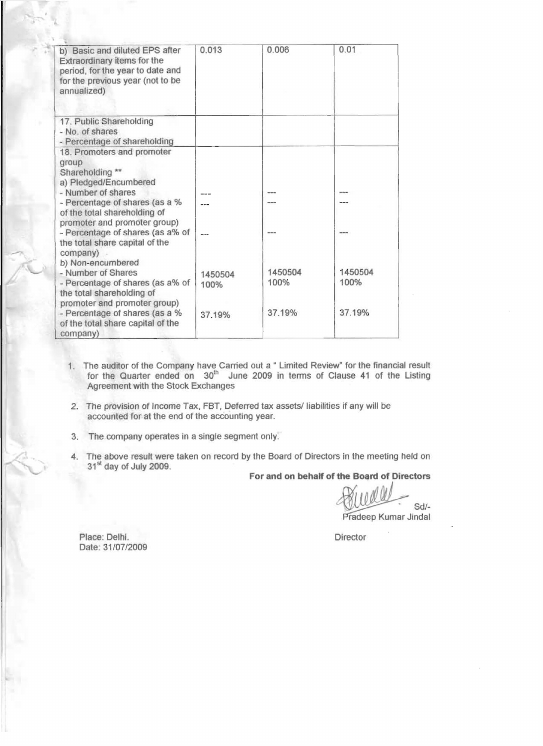| | | | |
|---|---|---|---|
| b) Basic and diluted EPS after Extraordinary items for the period, for the year to date and for the previous year (not to be annualized) | 0.013 | 0.006 | 0.01 |
| 17. Public Shareholding<br>- No. of shares<br>- Percentage of shareholding | | | |
| 18. Promoters and promoter group Shareholding **<br>a) Pledged/Encumbered<br>- Number of shares<br>- Percentage of shares (as a % of the total shareholding of promoter and promoter group)<br>- Percentage of shares (as a% of the total share capital of the company)<br>b) Non-encumbered<br>- Number of Shares<br>- Percentage of shares (as a% of the total shareholding of promoter and promoter group)<br>- Percentage of shares (as a % of the total share capital of the company) | <br><br><br>---<br>---<br><br>---<br><br>1450504<br>100%<br><br>37.19% | <br><br><br>---<br>---<br><br>---<br><br>1450504<br>100%<br><br>37.19% | <br><br><br>---<br>---<br><br>---<br><br>1450504<br>100%<br><br>37.19% |

1. The auditor of the Company have Carried out a " Limited Review" for the financial result for the Quarter ended on 30th June 2009 in terms of Clause 41 of the Listing Agreement with the Stock Exchanges

2. The provision of Income Tax, FBT, Deferred tax assets/ liabilities if any will be accounted for at the end of the accounting year.

3. The company operates in a single segment only.

4. The above result were taken on record by the Board of Directors in the meeting held on 31st day of July 2009.

**For and on behalf of the Board of Directors**

Sd/-
Pradeep Kumar Jindal

Director

Place: Delhi.
Date: 31/07/2009